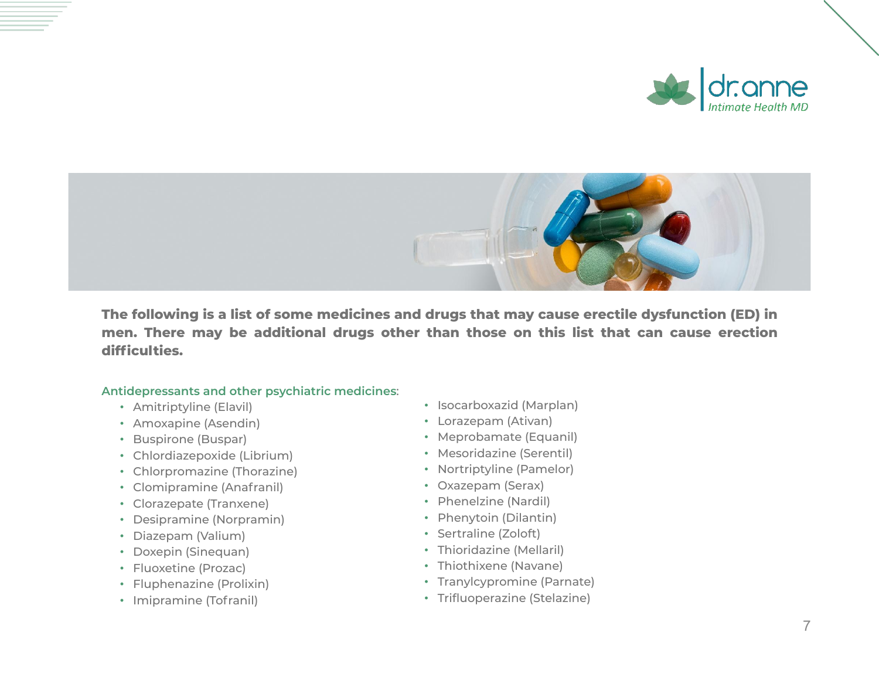**The following is a list of some medicines and drugs that may cause erectile dysfunction (ED) in men. There may be additional drugs other than those on this list that can cause erection difficulties.**

Antidepressants and other psychiatric medicines:

- Amitriptyline (Elavil)
- Amoxapine (Asendin)
- Buspirone (Buspar)
- Chlordiazepoxide (Librium)
- Chlorpromazine (Thorazine)
- Clomipramine (Anafranil)
- Clorazepate (Tranxene)
- Desipramine (Norpramin)
- Diazepam (Valium)
- Doxepin (Sinequan)
- Fluoxetine (Prozac)
- Fluphenazine (Prolixin)
- Imipramine (Tofranil)
- Isocarboxazid (Marplan)
- Lorazepam (Ativan)
- Meprobamate (Equanil)
- Mesoridazine (Serentil)
- Nortriptyline (Pamelor)
- Oxazepam (Serax)
- Phenelzine (Nardil)
- Phenytoin (Dilantin)
- Sertraline (Zoloft)
- Thioridazine (Mellaril)
- Thiothixene (Navane)
- Tranylcypromine (Parnate)
- Trifluoperazine (Stelazine)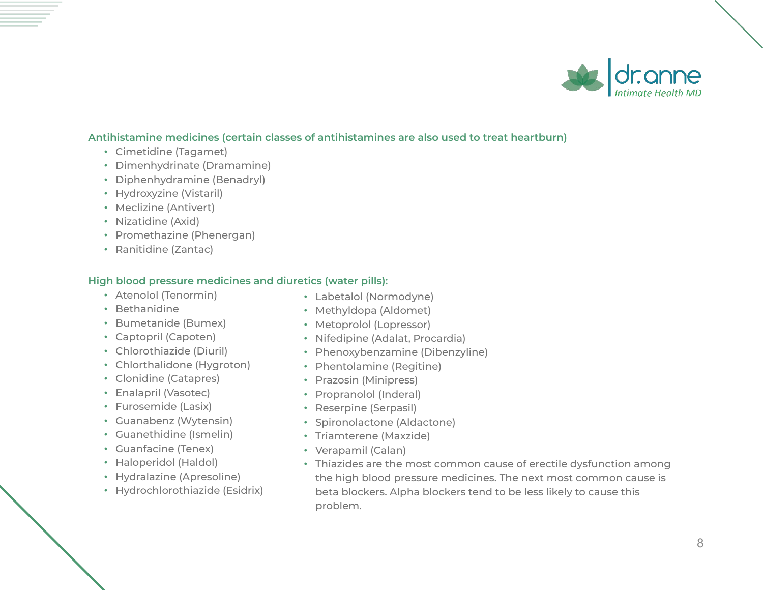### Antihistamine medicines (certain classes of antihistamines are also used to treat heartburn)

- Cimetidine (Tagamet)
- Dimenhydrinate (Dramamine)
- Diphenhydramine (Benadryl)
- Hydroxyzine (Vistaril)
- Meclizine (Antivert)
- Nizatidine (Axid)
- Promethazine (Phenergan)
- Ranitidine (Zantac)

### High blood pressure medicines and diuretics (water pills):

- Atenolol (Tenormin)
- Bethanidine
- Bumetanide (Bumex)
- Captopril (Capoten)
- Chlorothiazide (Diuril)
- Chlorthalidone (Hygroton)
- Clonidine (Catapres)
- Enalapril (Vasotec)
- Furosemide (Lasix)
- Guanabenz (Wytensin)
- Guanethidine (Ismelin)
- Guanfacine (Tenex)
- Haloperidol (Haldol)
- Hydralazine (Apresoline)
- Hydrochlorothiazide (Esidrix)
- Labetalol (Normodyne)
- Methyldopa (Aldomet)
- Metoprolol (Lopressor)
- Nifedipine (Adalat, Procardia)
- Phenoxybenzamine (Dibenzyline)
- Phentolamine (Regitine)
- Prazosin (Minipress)
- Propranolol (Inderal)
- Reserpine (Serpasil)
- Spironolactone (Aldactone)
- Triamterene (Maxzide)
- Verapamil (Calan)
- Thiazides are the most common cause of erectile dysfunction among the high blood pressure medicines. The next most common cause is beta blockers. Alpha blockers tend to be less likely to cause this problem.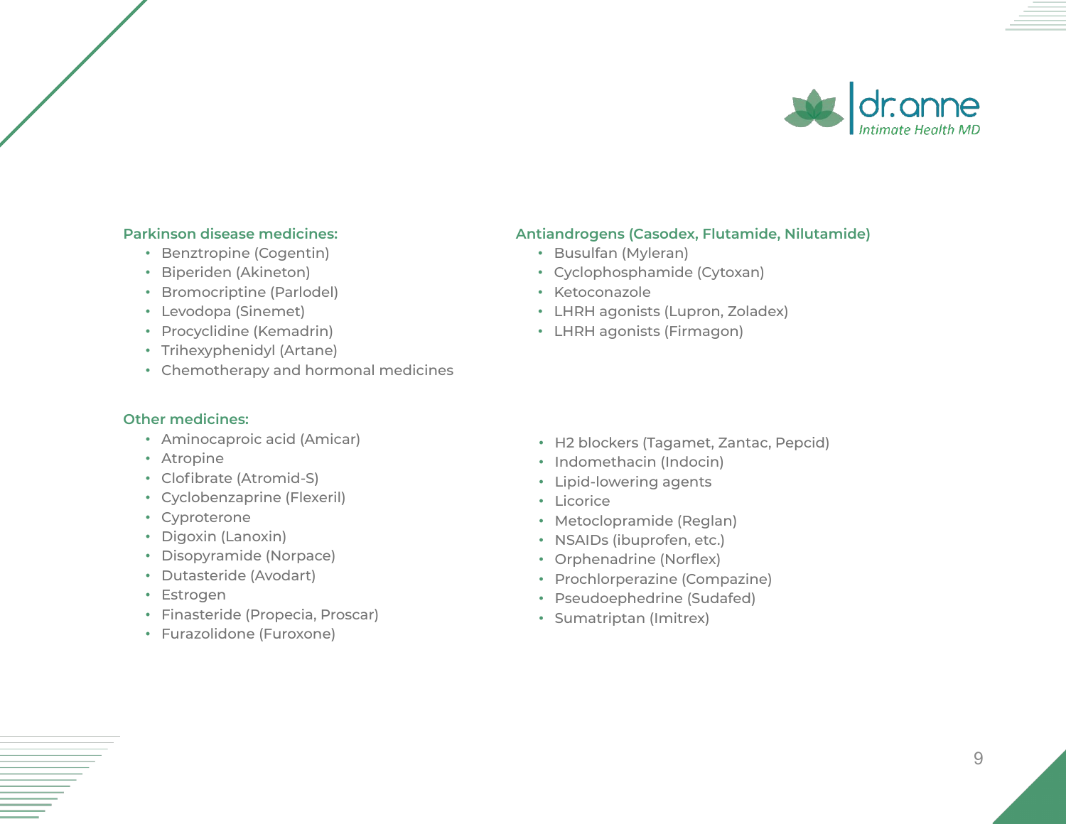**Parkinson disease medicines:**

- Benztropine (Cogentin)
- Biperiden (Akineton)
- Bromocriptine (Parlodel)
- Levodopa (Sinemet)
- Procyclidine (Kemadrin)
- Trihexyphenidyl (Artane)
- Chemotherapy and hormonal medicines

**Antiandrogens (Casodex, Flutamide, Nilutamide)**

- Busulfan (Myleran)
- Cyclophosphamide (Cytoxan)
- Ketoconazole
- LHRH agonists (Lupron, Zoladex)
- LHRH agonists (Firmagon)

**Other medicines:**

- Aminocaproic acid (Amicar)
- Atropine
- Clofibrate (Atromid-S)
- Cyclobenzaprine (Flexeril)
- Cyproterone
- Digoxin (Lanoxin)
- Disopyramide (Norpace)
- Dutasteride (Avodart)
- Estrogen
- Finasteride (Propecia, Proscar)
- Furazolidone (Furoxone)
- H2 blockers (Tagamet, Zantac, Pepcid)
- Indomethacin (Indocin)
- Lipid-lowering agents
- Licorice
- Metoclopramide (Reglan)
- NSAIDs (ibuprofen, etc.)
- Orphenadrine (Norflex)
- Prochlorperazine (Compazine)
- Pseudoephedrine (Sudafed)
- Sumatriptan (Imitrex)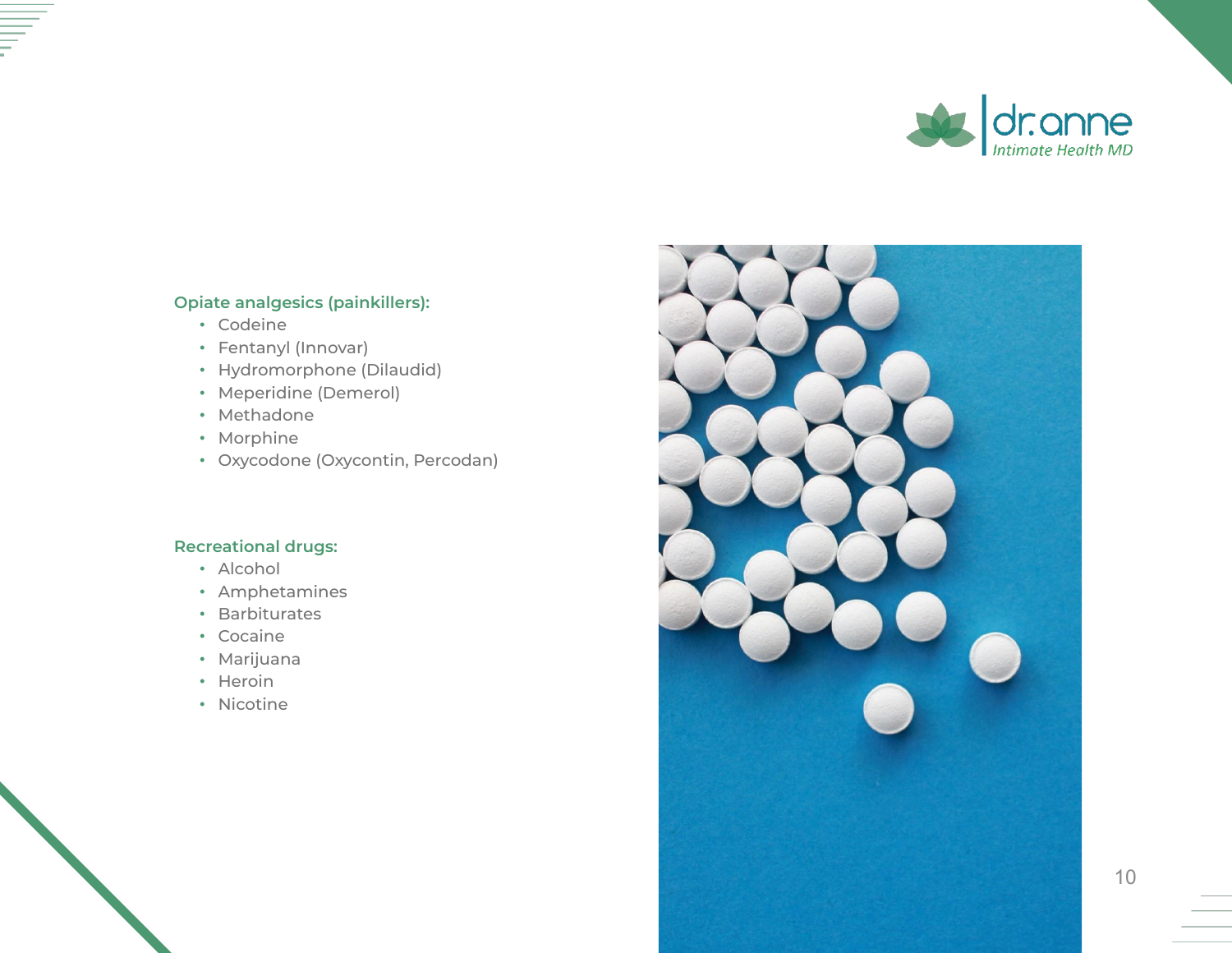**Opiate analgesics (painkillers):**

- Codeine
- Fentanyl (Innovar)
- Hydromorphone (Dilaudid)
- Meperidine (Demerol)
- Methadone
- Morphine
- Oxycodone (Oxycontin, Percodan)

**Recreational drugs:**

- Alcohol
- Amphetamines
- Barbiturates
- Cocaine
- Marijuana
- Heroin
- Nicotine